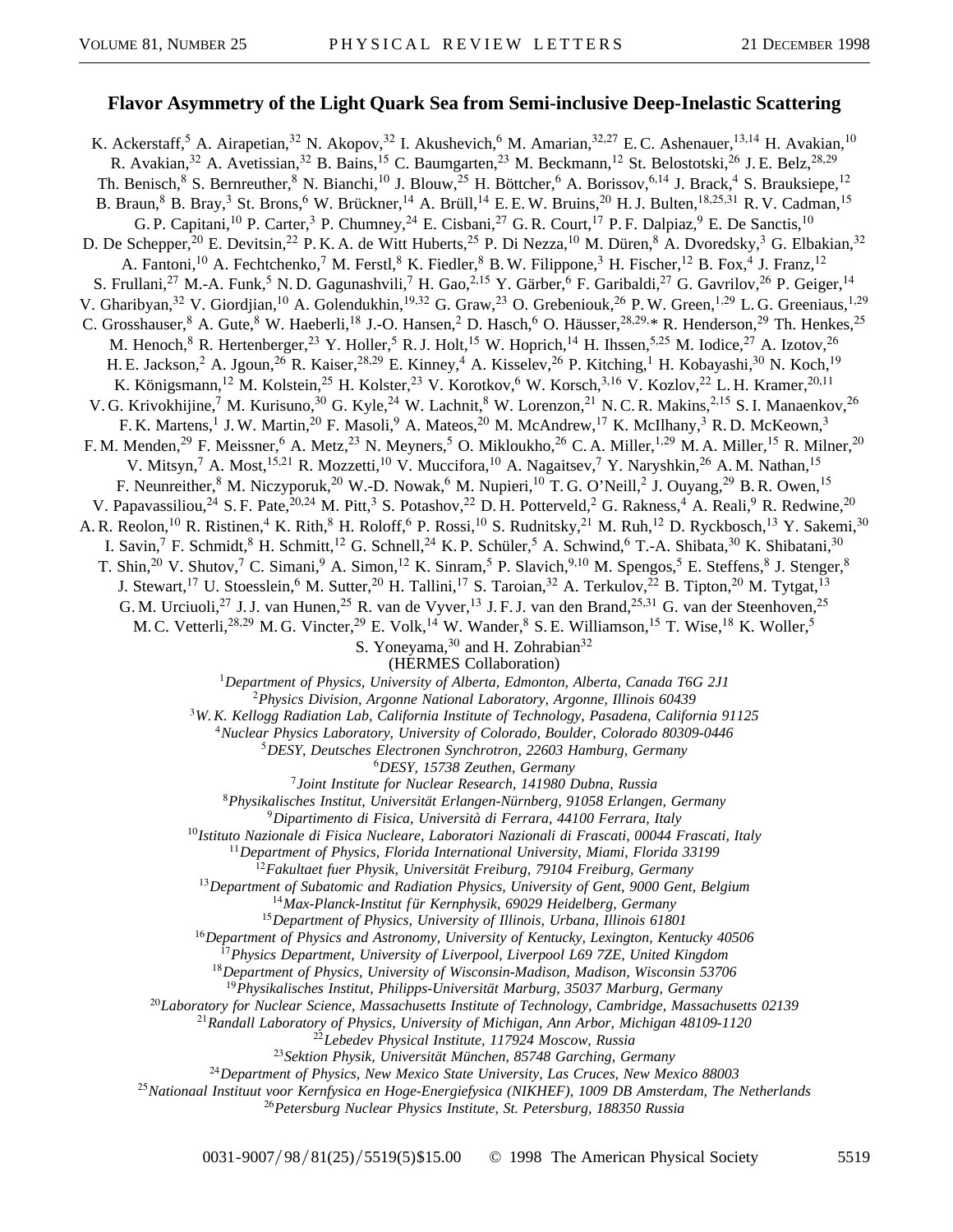# Flavor Asymmetry of the Light Quark Sea from Semi-inclusive Deep-Inelastic Scattering

K. Ackerstaff,[5] A. Airapetian,[32] N. Akopov,[32] I. Akushevich,[6] M. Amarian,[32,27] E. C. Ashenauer,[13,14] H. Avakian,[10] R. Avakian,[32] A. Avetissian,[32] B. Bains,[15] C. Baumgarten,[23] M. Beckmann,[12] St. Belostotski,[26] J. E. Belz,[28,29] Th. Benisch,[8] S. Bernreuther,[8] N. Bianchi,[10] J. Blouw,[25] H. Böttcher,[6] A. Borissov,[6,14] J. Brack,[4] S. Brauksiepe,[12] B. Braun,[8] B. Bray,[3] St. Brons,[6] W. Brückner,[14] A. Brüll,[14] E. E. W. Bruins,[20] H. J. Bulten,[18,25,31] R. V. Cadman,[15] G. P. Capitani,[10] P. Carter,[3] P. Chumney,[24] E. Cisbani,[27] G. R. Court,[17] P. F. Dalpiaz,[9] E. De Sanctis,[10] D. De Schepper,[20] E. Devitsin,[22] P. K. A. de Witt Huberts,[25] P. Di Nezza,[10] M. Düren,[8] A. Dvoredsky,[3] G. Elbakian,[32] A. Fantoni,[10] A. Fechtchenko,[7] M. Ferstl,[8] K. Fiedler,[8] B. W. Filippone,[3] H. Fischer,[12] B. Fox,[4] J. Franz,[12] S. Frullani,[27] M.-A. Funk,[5] N. D. Gagunashvili,[7] H. Gao,[2,15] Y. Gärber,[6] F. Garibaldi,[27] G. Gavrilov,[26] P. Geiger,[14] V. Gharibyan,[32] V. Giordjian,[10] A. Golendukhin,[19,32] G. Graw,[23] O. Grebeniouk,[26] P. W. Green,[1,29] L. G. Greeniaus,[1,29] C. Grosshauser,[8] A. Gute,[8] W. Haeberli,[18] J.-O. Hansen,[2] D. Hasch,[6] O. Häusser,[28,29,*] R. Henderson,[29] Th. Henkes,[25] M. Henoch,[8] R. Hertenberger,[23] Y. Holler,[5] R. J. Holt,[15] W. Hoprich,[14] H. Ihssen,[5,25] M. Iodice,[27] A. Izotov,[26] H. E. Jackson,[2] A. Jgoun,[26] R. Kaiser,[28,29] E. Kinney,[4] A. Kisselev,[26] P. Kitching,[1] H. Kobayashi,[30] N. Koch,[19] K. Königsmann,[12] M. Kolstein,[25] H. Kolster,[23] V. Korotkov,[6] W. Korsch,[3,16] V. Kozlov,[22] L. H. Kramer,[20,11] V. G. Krivokhijine,[7] M. Kurisuno,[30] G. Kyle,[24] W. Lachnit,[8] W. Lorenzon,[21] N. C. R. Makins,[2,15] S. I. Manaenkov,[26] F. K. Martens,[1] J. W. Martin,[20] F. Masoli,[9] A. Mateos,[20] M. McAndrew,[17] K. McIlhany,[3] R. D. McKeown,[3] F. M. Menden,[29] F. Meissner,[6] A. Metz,[23] N. Meyners,[5] O. Mikloukho,[26] C. A. Miller,[1,29] M. A. Miller,[15] R. Milner,[20] V. Mitsyn,[7] A. Most,[15,21] R. Mozzetti,[10] V. Muccifora,[10] A. Nagaitsev,[7] Y. Naryshkin,[26] A. M. Nathan,[15] F. Neunreither,[8] M. Niczyporuk,[20] W.-D. Nowak,[6] M. Nupieri,[10] T. G. O'Neill,[2] J. Ouyang,[29] B. R. Owen,[15] V. Papavassiliou,[24] S. F. Pate,[20,24] M. Pitt,[3] S. Potashov,[22] D. H. Potterveld,[2] G. Rakness,[4] A. Reali,[9] R. Redwine,[20] A. R. Reolon,[10] R. Ristinen,[4] K. Rith,[8] H. Roloff,[6] P. Rossi,[10] S. Rudnitsky,[21] M. Ruh,[12] D. Ryckbosch,[13] Y. Sakemi,[30] I. Savin,[7] F. Schmidt,[8] H. Schmitt,[12] G. Schnell,[24] K. P. Schüler,[5] A. Schwind,[6] T.-A. Shibata,[30] K. Shibatani,[30] T. Shin,[20] V. Shutov,[7] C. Simani,[9] A. Simon,[12] K. Sinram,[5] P. Slavich,[9,10] M. Spengos,[5] E. Steffens,[8] J. Stenger,[8] J. Stewart,[17] U. Stoesslein,[6] M. Sutter,[20] H. Tallini,[17] S. Taroian,[32] A. Terkulov,[22] B. Tipton,[20] M. Tytgat,[13] G. M. Urciuoli,[27] J. J. van Hunen,[25] R. van de Vyver,[13] J. F. J. van den Brand,[25,31] G. van der Steenhoven,[25] M. C. Vetterli,[28,29] M. G. Vincter,[29] E. Volk,[14] W. Wander,[8] S. E. Williamson,[15] T. Wise,[18] K. Woller,[5] S. Yoneyama,[30] and H. Zohrabian[32]

(HERMES Collaboration)

[1]*Department of Physics, University of Alberta, Edmonton, Alberta, Canada T6G 2J1*
[2]*Physics Division, Argonne National Laboratory, Argonne, Illinois 60439*
[3]*W. K. Kellogg Radiation Lab, California Institute of Technology, Pasadena, California 91125*
[4]*Nuclear Physics Laboratory, University of Colorado, Boulder, Colorado 80309-0446*
[5]*DESY, Deutsches Electronen Synchrotron, 22603 Hamburg, Germany*
[6]*DESY, 15738 Zeuthen, Germany*
[7]*Joint Institute for Nuclear Research, 141980 Dubna, Russia*
[8]*Physikalisches Institut, Universität Erlangen-Nürnberg, 91058 Erlangen, Germany*
[9]*Dipartimento di Fisica, Università di Ferrara, 44100 Ferrara, Italy*
[10]*Istituto Nazionale di Fisica Nucleare, Laboratori Nazionali di Frascati, 00044 Frascati, Italy*
[11]*Department of Physics, Florida International University, Miami, Florida 33199*
[12]*Fakultaet fuer Physik, Universität Freiburg, 79104 Freiburg, Germany*
[13]*Department of Subatomic and Radiation Physics, University of Gent, 9000 Gent, Belgium*
[14]*Max-Planck-Institut für Kernphysik, 69029 Heidelberg, Germany*
[15]*Department of Physics, University of Illinois, Urbana, Illinois 61801*
[16]*Department of Physics and Astronomy, University of Kentucky, Lexington, Kentucky 40506*
[17]*Physics Department, University of Liverpool, Liverpool L69 7ZE, United Kingdom*
[18]*Department of Physics, University of Wisconsin-Madison, Madison, Wisconsin 53706*
[19]*Physikalisches Institut, Philipps-Universität Marburg, 35037 Marburg, Germany*
[20]*Laboratory for Nuclear Science, Massachusetts Institute of Technology, Cambridge, Massachusetts 02139*
[21]*Randall Laboratory of Physics, University of Michigan, Ann Arbor, Michigan 48109-1120*
[22]*Lebedev Physical Institute, 117924 Moscow, Russia*
[23]*Sektion Physik, Universität München, 85748 Garching, Germany*
[24]*Department of Physics, New Mexico State University, Las Cruces, New Mexico 88003*
[25]*Nationaal Instituut voor Kernfysica en Hoge-Energiefysica (NIKHEF), 1009 DB Amsterdam, The Netherlands*
[26]*Petersburg Nuclear Physics Institute, St. Petersburg, 188350 Russia*

0031-9007/98/81(25)/5519(5)$15.00 © 1998 The American Physical Society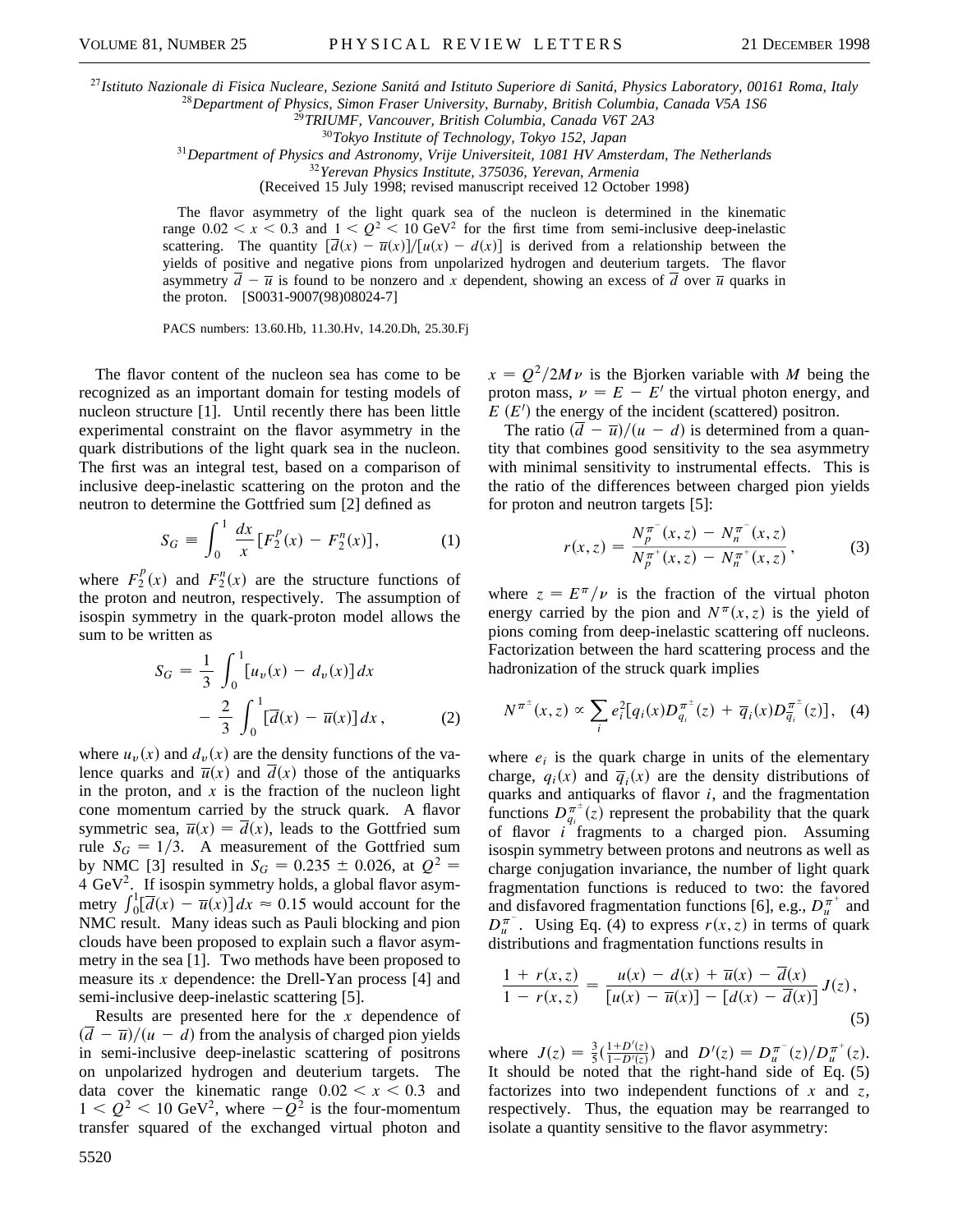[27] Istituto Nazionale di Fisica Nucleare, Sezione Sanitá and Istituto Superiore di Sanitá, Physics Laboratory, 00161 Roma, Italy
[28] Department of Physics, Simon Fraser University, Burnaby, British Columbia, Canada V5A 1S6
[29] TRIUMF, Vancouver, British Columbia, Canada V6T 2A3
[30] Tokyo Institute of Technology, Tokyo 152, Japan
[31] Department of Physics and Astronomy, Vrije Universiteit, 1081 HV Amsterdam, The Netherlands
[32] Yerevan Physics Institute, 375036, Yerevan, Armenia
(Received 15 July 1998; revised manuscript received 12 October 1998)

The flavor asymmetry of the light quark sea of the nucleon is determined in the kinematic range $0.02 < x < 0.3$ and $1 < Q^2 < 10$ GeV$^2$ for the first time from semi-inclusive deep-inelastic scattering. The quantity $[\bar{d}(x) - \bar{u}(x)]/[u(x) - d(x)]$ is derived from a relationship between the yields of positive and negative pions from unpolarized hydrogen and deuterium targets. The flavor asymmetry $\bar{d} - \bar{u}$ is found to be nonzero and $x$ dependent, showing an excess of $\bar{d}$ over $\bar{u}$ quarks in the proton. [S0031-9007(98)08024-7]

PACS numbers: 13.60.Hb, 11.30.Hv, 14.20.Dh, 25.30.Fj

The flavor content of the nucleon sea has come to be recognized as an important domain for testing models of nucleon structure [1]. Until recently there has been little experimental constraint on the flavor asymmetry in the quark distributions of the light quark sea in the nucleon. The first was an integral test, based on a comparison of inclusive deep-inelastic scattering on the proton and the neutron to determine the Gottfried sum [2] defined as

$$S_G \equiv \int_0^1 \frac{dx}{x}[F_2^p(x) - F_2^n(x)], \tag{1}$$

where $F_2^p(x)$ and $F_2^n(x)$ are the structure functions of the proton and neutron, respectively. The assumption of isospin symmetry in the quark-proton model allows the sum to be written as

$$S_G = \frac{1}{3}\int_0^1 [u_v(x) - d_v(x)]\,dx - \frac{2}{3}\int_0^1 [\bar{d}(x) - \bar{u}(x)]\,dx\,, \tag{2}$$

where $u_v(x)$ and $d_v(x)$ are the density functions of the valence quarks and $\bar{u}(x)$ and $\bar{d}(x)$ those of the antiquarks in the proton, and $x$ is the fraction of the nucleon light cone momentum carried by the struck quark. A flavor symmetric sea, $\bar{u}(x) = \bar{d}(x)$, leads to the Gottfried sum rule $S_G = 1/3$. A measurement of the Gottfried sum by NMC [3] resulted in $S_G = 0.235 \pm 0.026$, at $Q^2 = 4$ GeV$^2$. If isospin symmetry holds, a global flavor asymmetry $\int_0^1[\bar{d}(x) - \bar{u}(x)]\,dx \approx 0.15$ would account for the NMC result. Many ideas such as Pauli blocking and pion clouds have been proposed to explain such a flavor asymmetry in the sea [1]. Two methods have been proposed to measure its $x$ dependence: the Drell-Yan process [4] and semi-inclusive deep-inelastic scattering [5].

Results are presented here for the $x$ dependence of $(\bar{d} - \bar{u})/(u - d)$ from the analysis of charged pion yields in semi-inclusive deep-inelastic scattering of positrons on unpolarized hydrogen and deuterium targets. The data cover the kinematic range $0.02 < x < 0.3$ and $1 < Q^2 < 10$ GeV$^2$, where $-Q^2$ is the four-momentum transfer squared of the exchanged virtual photon and $x = Q^2/2M\nu$ is the Bjorken variable with $M$ being the proton mass, $\nu = E - E'$ the virtual photon energy, and $E$ ($E'$) the energy of the incident (scattered) positron.

The ratio $(\bar{d} - \bar{u})/(u - d)$ is determined from a quantity that combines good sensitivity to the sea asymmetry with minimal sensitivity to instrumental effects. This is the ratio of the differences between charged pion yields for proton and neutron targets [5]:

$$r(x,z) = \frac{N_p^{\pi^-}(x,z) - N_n^{\pi^-}(x,z)}{N_p^{\pi^+}(x,z) - N_n^{\pi^+}(x,z)}, \tag{3}$$

where $z = E^\pi/\nu$ is the fraction of the virtual photon energy carried by the pion and $N^\pi(x,z)$ is the yield of pions coming from deep-inelastic scattering off nucleons. Factorization between the hard scattering process and the hadronization of the struck quark implies

$$N^{\pi^\pm}(x,z) \propto \sum_i e_i^2[q_i(x)D_{q_i}^{\pi^\pm}(z) + \bar{q}_i(x)D_{\bar{q}_i}^{\pi^\pm}(z)], \tag{4}$$

where $e_i$ is the quark charge in units of the elementary charge, $q_i(x)$ and $\bar{q}_i(x)$ are the density distributions of quarks and antiquarks of flavor $i$, and the fragmentation functions $D_{q_i}^{\pi^\pm}(z)$ represent the probability that the quark of flavor $i$ fragments to a charged pion. Assuming isospin symmetry between protons and neutrons as well as charge conjugation invariance, the number of light quark fragmentation functions is reduced to two: the favored and disfavored fragmentation functions [6], e.g., $D_u^{\pi^+}$ and $D_u^{\pi^-}$. Using Eq. (4) to express $r(x,z)$ in terms of quark distributions and fragmentation functions results in

$$\frac{1 + r(x,z)}{1 - r(x,z)} = \frac{u(x) - d(x) + \bar{u}(x) - \bar{d}(x)}{[u(x) - \bar{u}(x)] - [d(x) - \bar{d}(x)]}\,J(z)\,, \tag{5}$$

where $J(z) = \frac{3}{5}\left(\frac{1+D'(z)}{1-D'(z)}\right)$ and $D'(z) = D_u^{\pi^-}(z)/D_u^{\pi^+}(z)$. It should be noted that the right-hand side of Eq. (5) factorizes into two independent functions of $x$ and $z$, respectively. Thus, the equation may be rearranged to isolate a quantity sensitive to the flavor asymmetry: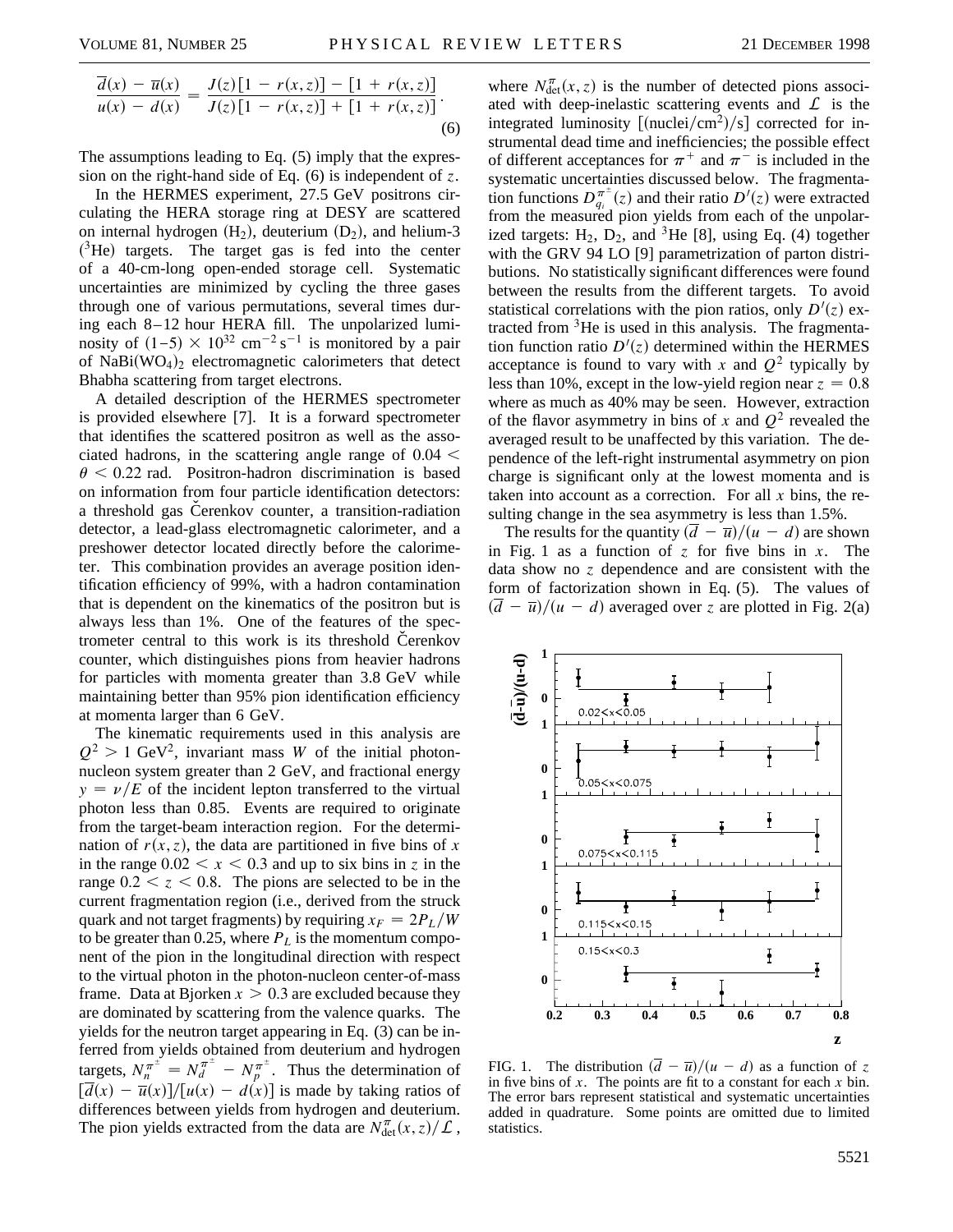$$\frac{\bar{d}(x) - \bar{u}(x)}{u(x) - d(x)} = \frac{J(z)[1 - r(x,z)] - [1 + r(x,z)]}{J(z)[1 - r(x,z)] + [1 + r(x,z)]}. \tag{6}$$

The assumptions leading to Eq. (5) imply that the expression on the right-hand side of Eq. (6) is independent of $z$.

In the HERMES experiment, 27.5 GeV positrons circulating the HERA storage ring at DESY are scattered on internal hydrogen ($H_2$), deuterium ($D_2$), and helium-3 ($^3He$) targets. The target gas is fed into the center of a 40-cm-long open-ended storage cell. Systematic uncertainties are minimized by cycling the three gases through one of various permutations, several times during each 8–12 hour HERA fill. The unpolarized luminosity of $(1\text{–}5) \times 10^{32}$ cm$^{-2}$ s$^{-1}$ is monitored by a pair of $NaBi(WO_4)_2$ electromagnetic calorimeters that detect Bhabha scattering from target electrons.

A detailed description of the HERMES spectrometer is provided elsewhere [7]. It is a forward spectrometer that identifies the scattered positron as well as the associated hadrons, in the scattering angle range of $0.04 < \theta < 0.22$ rad. Positron-hadron discrimination is based on information from four particle identification detectors: a threshold gas Čerenkov counter, a transition-radiation detector, a lead-glass electromagnetic calorimeter, and a preshower detector located directly before the calorimeter. This combination provides an average position identification efficiency of 99%, with a hadron contamination that is dependent on the kinematics of the positron but is always less than 1%. One of the features of the spectrometer central to this work is its threshold Čerenkov counter, which distinguishes pions from heavier hadrons for particles with momenta greater than 3.8 GeV while maintaining better than 95% pion identification efficiency at momenta larger than 6 GeV.

The kinematic requirements used in this analysis are $Q^2 > 1$ GeV$^2$, invariant mass $W$ of the initial photon-nucleon system greater than 2 GeV, and fractional energy $y = \nu/E$ of the incident lepton transferred to the virtual photon less than 0.85. Events are required to originate from the target-beam interaction region. For the determination of $r(x,z)$, the data are partitioned in five bins of $x$ in the range $0.02 < x < 0.3$ and up to six bins in $z$ in the range $0.2 < z < 0.8$. The pions are selected to be in the current fragmentation region (i.e., derived from the struck quark and not target fragments) by requiring $x_F = 2P_L/W$ to be greater than 0.25, where $P_L$ is the momentum component of the pion in the longitudinal direction with respect to the virtual photon in the photon-nucleon center-of-mass frame. Data at Bjorken $x > 0.3$ are excluded because they are dominated by scattering from the valence quarks. The yields for the neutron target appearing in Eq. (3) can be inferred from yields obtained from deuterium and hydrogen targets, $N_n^{\pi^\pm} = N_d^{\pi^\pm} - N_p^{\pi^\pm}$. Thus the determination of $[\bar{d}(x) - \bar{u}(x)]/[u(x) - d(x)]$ is made by taking ratios of differences between yields from hydrogen and deuterium. The pion yields extracted from the data are $N_{\rm det}^{\pi}(x,z)/\mathcal{L}$, where $N_{\rm det}^{\pi}(x,z)$ is the number of detected pions associated with deep-inelastic scattering events and $\mathcal{L}$ is the integrated luminosity [(nuclei/cm$^2$)/s] corrected for instrumental dead time and inefficiencies; the possible effect of different acceptances for $\pi^+$ and $\pi^-$ is included in the systematic uncertainties discussed below. The fragmentation functions $D_{q_i}^{\pi^\pm}(z)$ and their ratio $D'(z)$ were extracted from the measured pion yields from each of the unpolarized targets: $H_2$, $D_2$, and $^3He$ [8], using Eq. (4) together with the GRV 94 LO [9] parametrization of parton distributions. No statistically significant differences were found between the results from the different targets. To avoid statistical correlations with the pion ratios, only $D'(z)$ extracted from $^3He$ is used in this analysis. The fragmentation function ratio $D'(z)$ determined within the HERMES acceptance is found to vary with $x$ and $Q^2$ typically by less than 10%, except in the low-yield region near $z = 0.8$ where as much as 40% may be seen. However, extraction of the flavor asymmetry in bins of $x$ and $Q^2$ revealed the averaged result to be unaffected by this variation. The dependence of the left-right instrumental asymmetry on pion charge is significant only at the lowest momenta and is taken into account as a correction. For all $x$ bins, the resulting change in the sea asymmetry is less than 1.5%.

The results for the quantity $(\bar{d} - \bar{u})/(u - d)$ are shown in Fig. 1 as a function of $z$ for five bins in $x$. The data show no $z$ dependence and are consistent with the form of factorization shown in Eq. (5). The values of $(\bar{d} - \bar{u})/(u - d)$ averaged over $z$ are plotted in Fig. 2(a)

FIG. 1. The distribution $(\bar{d} - \bar{u})/(u - d)$ as a function of $z$ in five bins of $x$. The points are fit to a constant for each $x$ bin. The error bars represent statistical and systematic uncertainties added in quadrature. Some points are omitted due to limited statistics.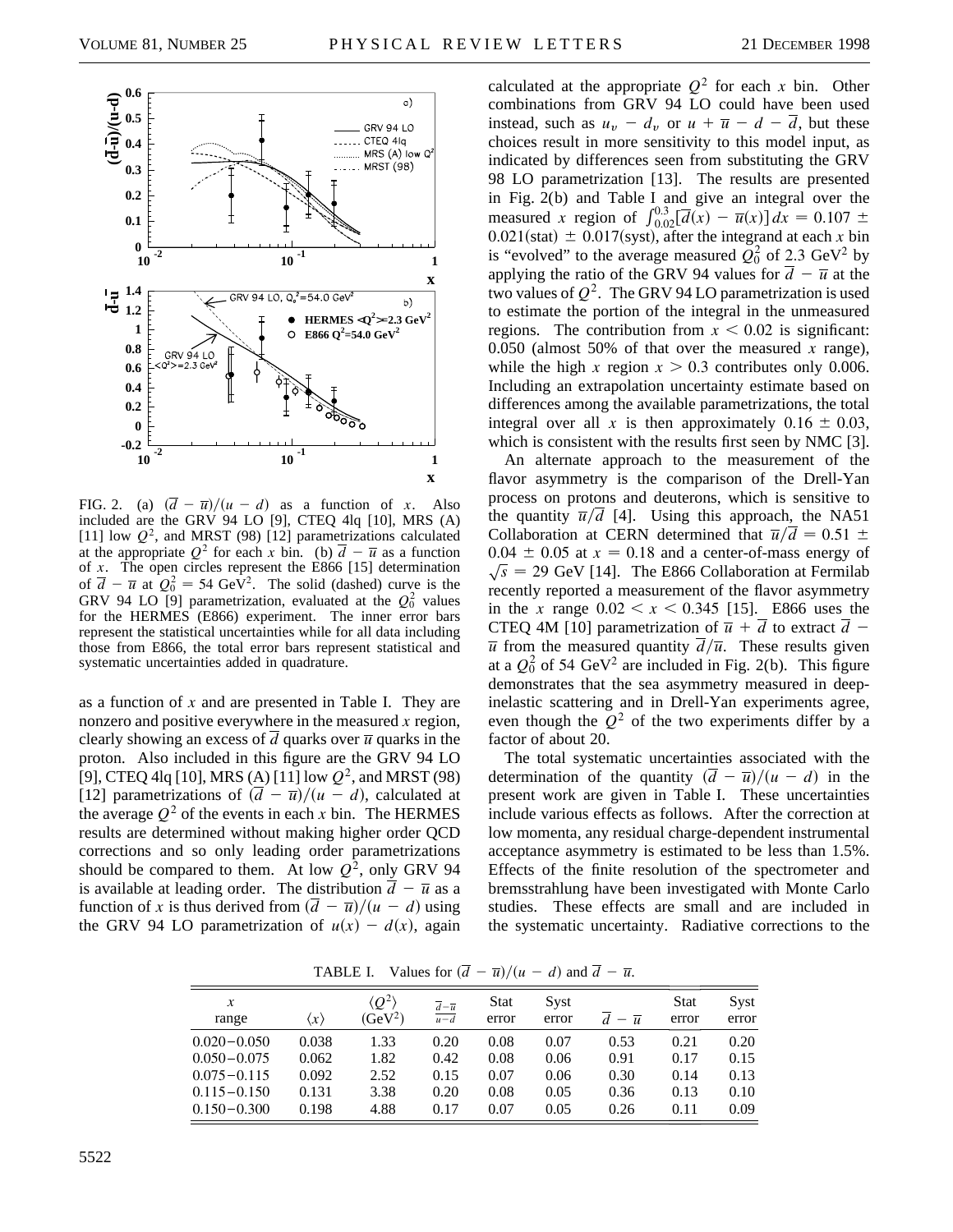FIG. 2. (a) $(\overline{d} - \overline{u})/(u - d)$ as a function of $x$. Also included are the GRV 94 LO [9], CTEQ 4lq [10], MRS (A) [11] low $Q^2$, and MRST (98) [12] parametrizations calculated at the appropriate $Q^2$ for each $x$ bin. (b) $\overline{d} - \overline{u}$ as a function of $x$. The open circles represent the E866 [15] determination of $\overline{d} - \overline{u}$ at $Q_0^2 = 54$ GeV$^2$. The solid (dashed) curve is the GRV 94 LO [9] parametrization, evaluated at the $Q_0^2$ values for the HERMES (E866) experiment. The inner error bars represent the statistical uncertainties while for all data including those from E866, the total error bars represent statistical and systematic uncertainties added in quadrature.

as a function of $x$ and are presented in Table I. They are nonzero and positive everywhere in the measured $x$ region, clearly showing an excess of $\overline{d}$ quarks over $\overline{u}$ quarks in the proton. Also included in this figure are the GRV 94 LO [9], CTEQ 4lq [10], MRS (A) [11] low $Q^2$, and MRST (98) [12] parametrizations of $(\overline{d} - \overline{u})/(u - d)$, calculated at the average $Q^2$ of the events in each $x$ bin. The HERMES results are determined without making higher order QCD corrections and so only leading order parametrizations should be compared to them. At low $Q^2$, only GRV 94 is available at leading order. The distribution $\overline{d} - \overline{u}$ as a function of $x$ is thus derived from $(\overline{d} - \overline{u})/(u - d)$ using the GRV 94 LO parametrization of $u(x) - d(x)$, again calculated at the appropriate $Q^2$ for each $x$ bin. Other combinations from GRV 94 LO could have been used instead, such as $u_v - d_v$ or $u + \overline{u} - d - \overline{d}$, but these choices result in more sensitivity to this model input, as indicated by differences seen from substituting the GRV 98 LO parametrization [13]. The results are presented in Fig. 2(b) and Table I and give an integral over the measured $x$ region of $\int_{0.02}^{0.3} [\overline{d}(x) - \overline{u}(x)]\, dx = 0.107 \pm 0.021(\text{stat}) \pm 0.017(\text{syst})$, after the integrand at each $x$ bin is "evolved" to the average measured $Q_0^2$ of 2.3 GeV$^2$ by applying the ratio of the GRV 94 values for $\overline{d} - \overline{u}$ at the two values of $Q^2$. The GRV 94 LO parametrization is used to estimate the portion of the integral in the unmeasured regions. The contribution from $x < 0.02$ is significant: 0.050 (almost 50% of that over the measured $x$ range), while the high $x$ region $x > 0.3$ contributes only 0.006. Including an extrapolation uncertainty estimate based on differences among the available parametrizations, the total integral over all $x$ is then approximately $0.16 \pm 0.03$, which is consistent with the results first seen by NMC [3].

An alternate approach to the measurement of the flavor asymmetry is the comparison of the Drell-Yan process on protons and deuterons, which is sensitive to the quantity $\overline{u}/\overline{d}$ [4]. Using this approach, the NA51 Collaboration at CERN determined that $\overline{u}/\overline{d} = 0.51 \pm 0.04 \pm 0.05$ at $x = 0.18$ and a center-of-mass energy of $\sqrt{s} = 29$ GeV [14]. The E866 Collaboration at Fermilab recently reported a measurement of the flavor asymmetry in the $x$ range $0.02 < x < 0.345$ [15]. E866 uses the CTEQ 4M [10] parametrization of $\overline{u} + \overline{d}$ to extract $\overline{d} - \overline{u}$ from the measured quantity $\overline{d}/\overline{u}$. These results given at a $Q_0^2$ of 54 GeV$^2$ are included in Fig. 2(b). This figure demonstrates that the sea asymmetry measured in deep-inelastic scattering and in Drell-Yan experiments agree, even though the $Q^2$ of the two experiments differ by a factor of about 20.

The total systematic uncertainties associated with the determination of the quantity $(\overline{d} - \overline{u})/(u - d)$ in the present work are given in Table I. These uncertainties include various effects as follows. After the correction at low momenta, any residual charge-dependent instrumental acceptance asymmetry is estimated to be less than 1.5%. Effects of the finite resolution of the spectrometer and bremsstrahlung have been investigated with Monte Carlo studies. These effects are small and are included in the systematic uncertainty. Radiative corrections to the

TABLE I. Values for $(\overline{d} - \overline{u})/(u - d)$ and $\overline{d} - \overline{u}$.

| $x$ range | $\langle x \rangle$ | $\langle Q^2 \rangle$ (GeV$^2$) | $\frac{\overline{d}-\overline{u}}{u-d}$ | Stat error | Syst error | $\overline{d} - \overline{u}$ | Stat error | Syst error |
|---|---|---|---|---|---|---|---|---|
| 0.020–0.050 | 0.038 | 1.33 | 0.20 | 0.08 | 0.07 | 0.53 | 0.21 | 0.20 |
| 0.050–0.075 | 0.062 | 1.82 | 0.42 | 0.08 | 0.06 | 0.91 | 0.17 | 0.15 |
| 0.075–0.115 | 0.092 | 2.52 | 0.15 | 0.07 | 0.06 | 0.30 | 0.14 | 0.13 |
| 0.115–0.150 | 0.131 | 3.38 | 0.20 | 0.08 | 0.05 | 0.36 | 0.13 | 0.10 |
| 0.150–0.300 | 0.198 | 4.88 | 0.17 | 0.07 | 0.05 | 0.26 | 0.11 | 0.09 |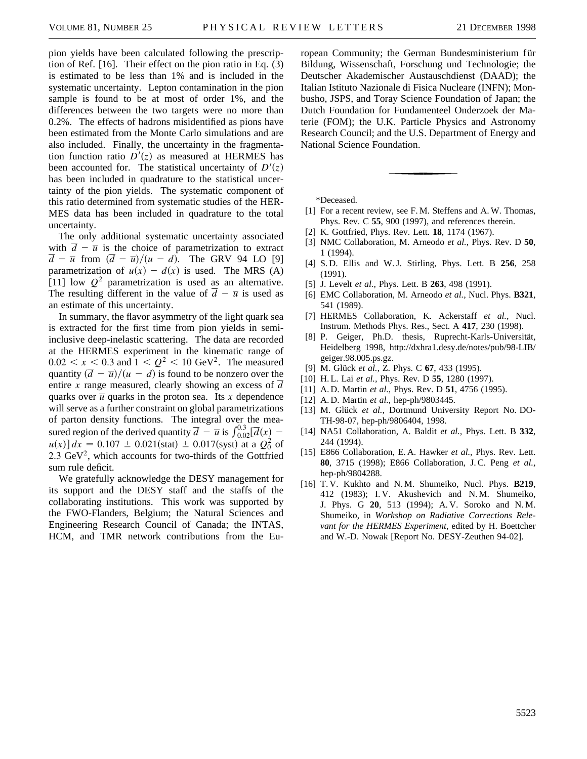pion yields have been calculated following the prescription of Ref. [16]. Their effect on the pion ratio in Eq. (3) is estimated to be less than 1% and is included in the systematic uncertainty. Lepton contamination in the pion sample is found to be at most of order 1%, and the differences between the two targets were no more than 0.2%. The effects of hadrons misidentified as pions have been estimated from the Monte Carlo simulations and are also included. Finally, the uncertainty in the fragmentation function ratio $D'(z)$ as measured at HERMES has been accounted for. The statistical uncertainty of $D'(z)$ has been included in quadrature to the statistical uncertainty of the pion yields. The systematic component of this ratio determined from systematic studies of the HERMES data has been included in quadrature to the total uncertainty.

The only additional systematic uncertainty associated with $\bar{d} - \bar{u}$ is the choice of parametrization to extract $\bar{d} - \bar{u}$ from $(\bar{d} - \bar{u})/(u - d)$. The GRV 94 LO [9] parametrization of $u(x) - d(x)$ is used. The MRS (A) [11] low $Q^2$ parametrization is used as an alternative. The resulting different in the value of $\bar{d} - \bar{u}$ is used as an estimate of this uncertainty.

In summary, the flavor asymmetry of the light quark sea is extracted for the first time from pion yields in semi-inclusive deep-inelastic scattering. The data are recorded at the HERMES experiment in the kinematic range of $0.02 < x < 0.3$ and $1 < Q^2 < 10$ GeV$^2$. The measured quantity $(\bar{d} - \bar{u})/(u - d)$ is found to be nonzero over the entire $x$ range measured, clearly showing an excess of $\bar{d}$ quarks over $\bar{u}$ quarks in the proton sea. Its $x$ dependence will serve as a further constraint on global parametrizations of parton density functions. The integral over the measured region of the derived quantity $\bar{d} - \bar{u}$ is $\int_{0.02}^{0.3} [\bar{d}(x) - \bar{u}(x)]\, dx = 0.107 \pm 0.021(\text{stat}) \pm 0.017(\text{syst})$ at a $Q_0^2$ of 2.3 GeV$^2$, which accounts for two-thirds of the Gottfried sum rule deficit.

We gratefully acknowledge the DESY management for its support and the DESY staff and the staffs of the collaborating institutions. This work was supported by the FWO-Flanders, Belgium; the Natural Sciences and Engineering Research Council of Canada; the INTAS, HCM, and TMR network contributions from the European Community; the German Bundesministerium für Bildung, Wissenschaft, Forschung und Technologie; the Deutscher Akademischer Austauschdienst (DAAD); the Italian Istituto Nazionale di Fisica Nucleare (INFN); Monbusho, JSPS, and Toray Science Foundation of Japan; the Dutch Foundation for Fundamenteel Onderzoek der Materie (FOM); the U.K. Particle Physics and Astronomy Research Council; and the U.S. Department of Energy and National Science Foundation.

---

*Deceased.

[1] For a recent review, see F. M. Steffens and A. W. Thomas, Phys. Rev. C **55**, 900 (1997), and references therein.

[2] K. Gottfried, Phys. Rev. Lett. **18**, 1174 (1967).

[3] NMC Collaboration, M. Arneodo *et al.,* Phys. Rev. D **50**, 1 (1994).

[4] S. D. Ellis and W. J. Stirling, Phys. Lett. B **256**, 258 (1991).

[5] J. Levelt *et al.,* Phys. Lett. B **263**, 498 (1991).

[6] EMC Collaboration, M. Arneodo *et al.,* Nucl. Phys. **B321**, 541 (1989).

[7] HERMES Collaboration, K. Ackerstaff *et al.,* Nucl. Instrum. Methods Phys. Res., Sect. A **417**, 230 (1998).

[8] P. Geiger, Ph.D. thesis, Ruprecht-Karls-Universität, Heidelberg 1998, http://dxhra1.desy.de/notes/pub/98-LIB/geiger.98.005.ps.gz.

[9] M. Glück *et al.,* Z. Phys. C **67**, 433 (1995).

[10] H. L. Lai *et al.,* Phys. Rev. D **55**, 1280 (1997).

[11] A. D. Martin *et al.,* Phys. Rev. D **51**, 4756 (1995).

[12] A. D. Martin *et al.,* hep-ph/9803445.

[13] M. Glück *et al.,* Dortmund University Report No. DO-TH-98-07, hep-ph/9806404, 1998.

[14] NA51 Collaboration, A. Baldit *et al.,* Phys. Lett. B **332**, 244 (1994).

[15] E866 Collaboration, E. A. Hawker *et al.,* Phys. Rev. Lett. **80**, 3715 (1998); E866 Collaboration, J. C. Peng *et al.,* hep-ph/9804288.

[16] T. V. Kukhto and N. M. Shumeiko, Nucl. Phys. **B219**, 412 (1983); I. V. Akushevich and N. M. Shumeiko, J. Phys. G **20**, 513 (1994); A. V. Soroko and N. M. Shumeiko, in *Workshop on Radiative Corrections Relevant for the HERMES Experiment,* edited by H. Boettcher and W.-D. Nowak [Report No. DESY-Zeuthen 94-02].